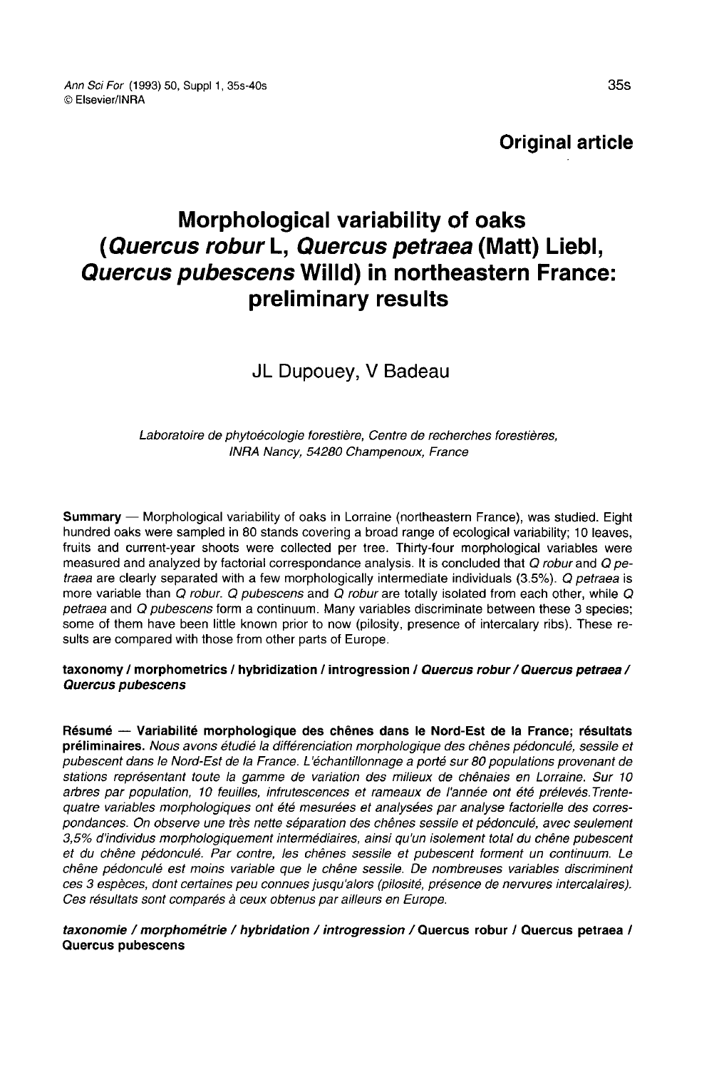**Original article**

# Morphological variability of oaks (*Quercus robur* L, *Quercus petraea* (Matt) Liebl, *Quercus pubescens* Willd) in northeastern France: preliminary results

JL Dupouey, V Badeau

*Laboratoire de phytoécologie forestière, Centre de recherches forestières, INRA Nancy, 54280 Champenoux, France*

**Summary** — Morphological variability of oaks in Lorraine (northeastern France), was studied. Eight hundred oaks were sampled in 80 stands covering a broad range of ecological variability; 10 leaves, fruits and current-year shoots were collected per tree. Thirty-four morphological variables were measured and analyzed by factorial correspondance analysis. It is concluded that *Q robur* and *Q petraea* are clearly separated with a few morphologically intermediate individuals (3.5%). *Q petraea* is more variable than *Q robur*. *Q pubescens* and *Q robur* are totally isolated from each other, while *Q petraea* and *Q pubescens* form a continuum. Many variables discriminate between these 3 species; some of them have been little known prior to now (pilosity, presence of intercalary ribs). These results are compared with those from other parts of Europe.

**taxonomy / morphometrics / hybridization / introgression / *Quercus robur* / *Quercus petraea* / *Quercus pubescens***

**Résumé — Variabilité morphologique des chênes dans le Nord-Est de la France; résultats préliminaires.** *Nous avons étudié la différenciation morphologique des chênes pédonculé, sessile et pubescent dans le Nord-Est de la France. L'échantillonnage a porté sur 80 populations provenant de stations représentant toute la gamme de variation des milieux de chênaies en Lorraine. Sur 10 arbres par population, 10 feuilles, infrutescences et rameaux de l'année ont été prélevés. Trente-quatre variables morphologiques ont été mesurées et analysées par analyse factorielle des correspondances. On observe une très nette séparation des chênes sessile et pédonculé, avec seulement 3,5% d'individus morphologiquement intermédiaires, ainsi qu'un isolement total du chêne pubescent et du chêne pédonculé. Par contre, les chênes sessile et pubescent forment un continuum. Le chêne pédonculé est moins variable que le chêne sessile. De nombreuses variables discriminent ces 3 espèces, dont certaines peu connues jusqu'alors (pilosité, présence de nervures intercalaires). Ces résultats sont comparés à ceux obtenus par ailleurs en Europe.*

***taxonomie / morphométrie / hybridation / introgression /* Quercus robur / Quercus petraea / Quercus pubescens**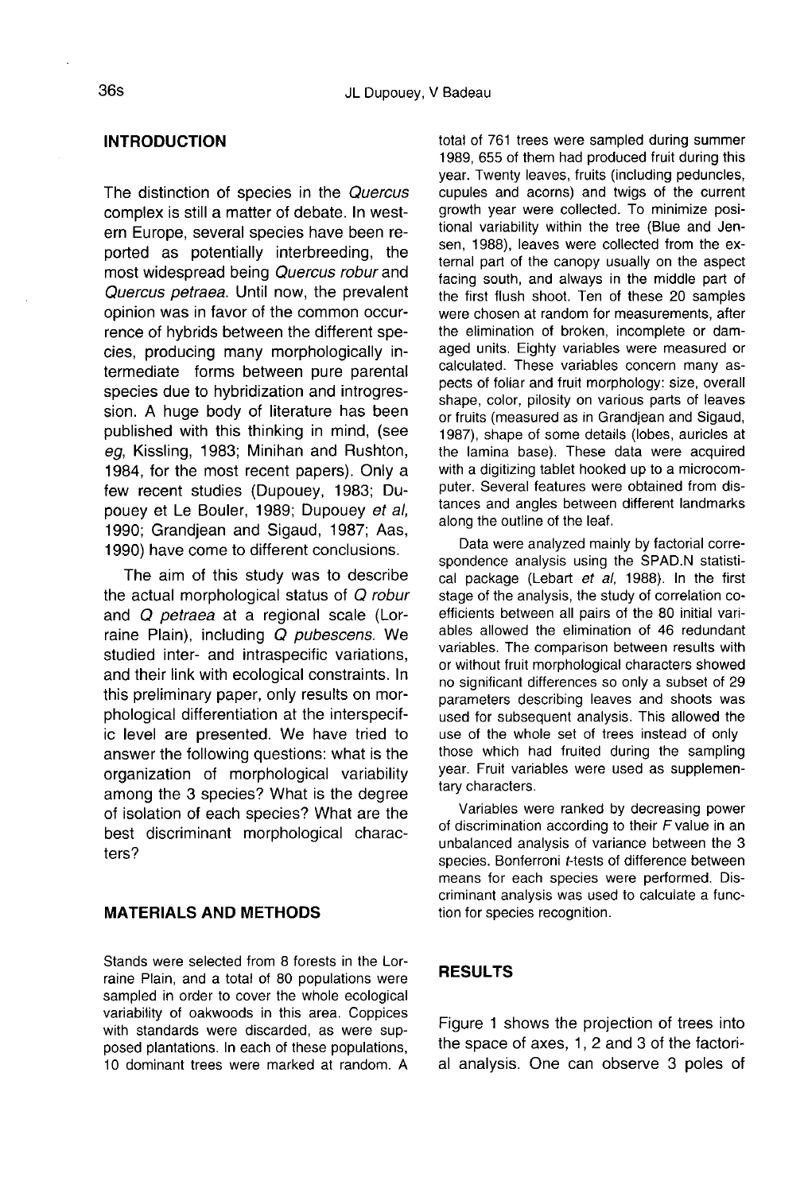## INTRODUCTION

The distinction of species in the *Quercus* complex is still a matter of debate. In western Europe, several species have been reported as potentially interbreeding, the most widespread being *Quercus robur* and *Quercus petraea*. Until now, the prevalent opinion was in favor of the common occurrence of hybrids between the different species, producing many morphologically intermediate forms between pure parental species due to hybridization and introgression. A huge body of literature has been published with this thinking in mind, (see *eg*, Kissling, 1983; Minihan and Rushton, 1984, for the most recent papers). Only a few recent studies (Dupouey, 1983; Dupouey et Le Bouler, 1989; Dupouey *et al*, 1990; Grandjean and Sigaud, 1987; Aas, 1990) have come to different conclusions.

The aim of this study was to describe the actual morphological status of *Q robur* and *Q petraea* at a regional scale (Lorraine Plain), including *Q pubescens*. We studied inter- and intraspecific variations, and their link with ecological constraints. In this preliminary paper, only results on morphological differentiation at the interspecific level are presented. We have tried to answer the following questions: what is the organization of morphological variability among the 3 species? What is the degree of isolation of each species? What are the best discriminant morphological characters?

## MATERIALS AND METHODS

Stands were selected from 8 forests in the Lorraine Plain, and a total of 80 populations were sampled in order to cover the whole ecological variability of oakwoods in this area. Coppices with standards were discarded, as were supposed plantations. In each of these populations, 10 dominant trees were marked at random. A total of 761 trees were sampled during summer 1989, 655 of them had produced fruit during this year. Twenty leaves, fruits (including peduncles, cupules and acorns) and twigs of the current growth year were collected. To minimize positional variability within the tree (Blue and Jensen, 1988), leaves were collected from the external part of the canopy usually on the aspect facing south, and always in the middle part of the first flush shoot. Ten of these 20 samples were chosen at random for measurements, after the elimination of broken, incomplete or damaged units. Eighty variables were measured or calculated. These variables concern many aspects of foliar and fruit morphology: size, overall shape, color, pilosity on various parts of leaves or fruits (measured as in Grandjean and Sigaud, 1987), shape of some details (lobes, auricles at the lamina base). These data were acquired with a digitizing tablet hooked up to a microcomputer. Several features were obtained from distances and angles between different landmarks along the outline of the leaf.

Data were analyzed mainly by factorial correspondence analysis using the SPAD.N statistical package (Lebart *et al*, 1988). In the first stage of the analysis, the study of correlation coefficients between all pairs of the 80 initial variables allowed the elimination of 46 redundant variables. The comparison between results with or without fruit morphological characters showed no significant differences so only a subset of 29 parameters describing leaves and shoots was used for subsequent analysis. This allowed the use of the whole set of trees instead of only those which had fruited during the sampling year. Fruit variables were used as supplementary characters.

Variables were ranked by decreasing power of discrimination according to their $F$ value in an unbalanced analysis of variance between the 3 species. Bonferroni $t$-tests of difference between means for each species were performed. Discriminant analysis was used to calculate a function for species recognition.

## RESULTS

Figure 1 shows the projection of trees into the space of axes, 1, 2 and 3 of the factorial analysis. One can observe 3 poles of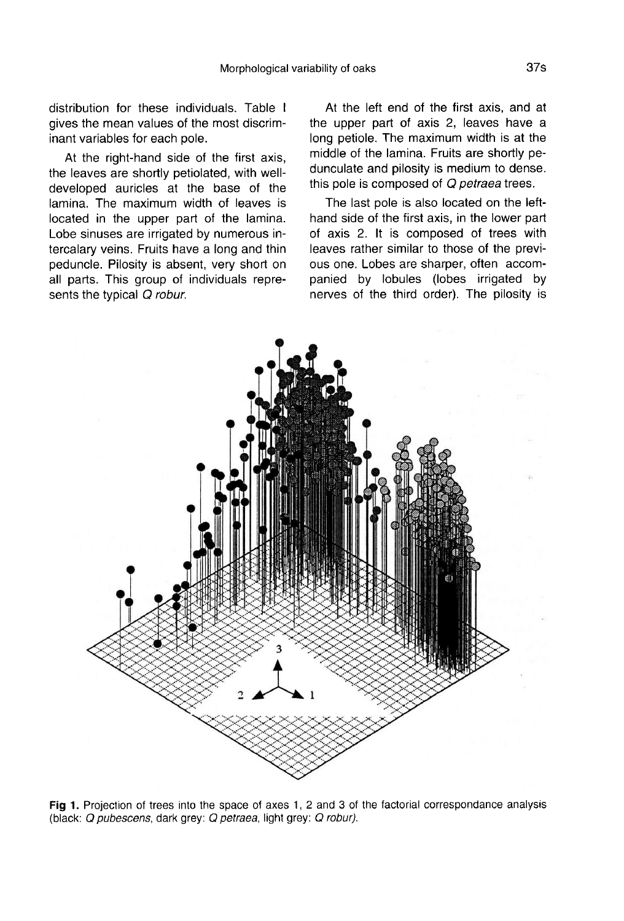distribution for these individuals. Table I gives the mean values of the most discriminant variables for each pole.

At the right-hand side of the first axis, the leaves are shortly petiolated, with well-developed auricles at the base of the lamina. The maximum width of leaves is located in the upper part of the lamina. Lobe sinuses are irrigated by numerous intercalary veins. Fruits have a long and thin peduncle. Pilosity is absent, very short on all parts. This group of individuals represents the typical *Q robur*.

At the left end of the first axis, and at the upper part of axis 2, leaves have a long petiole. The maximum width is at the middle of the lamina. Fruits are shortly pedunculate and pilosity is medium to dense. this pole is composed of *Q petraea* trees.

The last pole is also located on the left-hand side of the first axis, in the lower part of axis 2. It is composed of trees with leaves rather similar to those of the previous one. Lobes are sharper, often accompanied by lobules (lobes irrigated by nerves of the third order). The pilosity is

**Fig 1.** Projection of trees into the space of axes 1, 2 and 3 of the factorial correspondance analysis (black: *Q pubescens*, dark grey: *Q petraea*, light grey: *Q robur)*.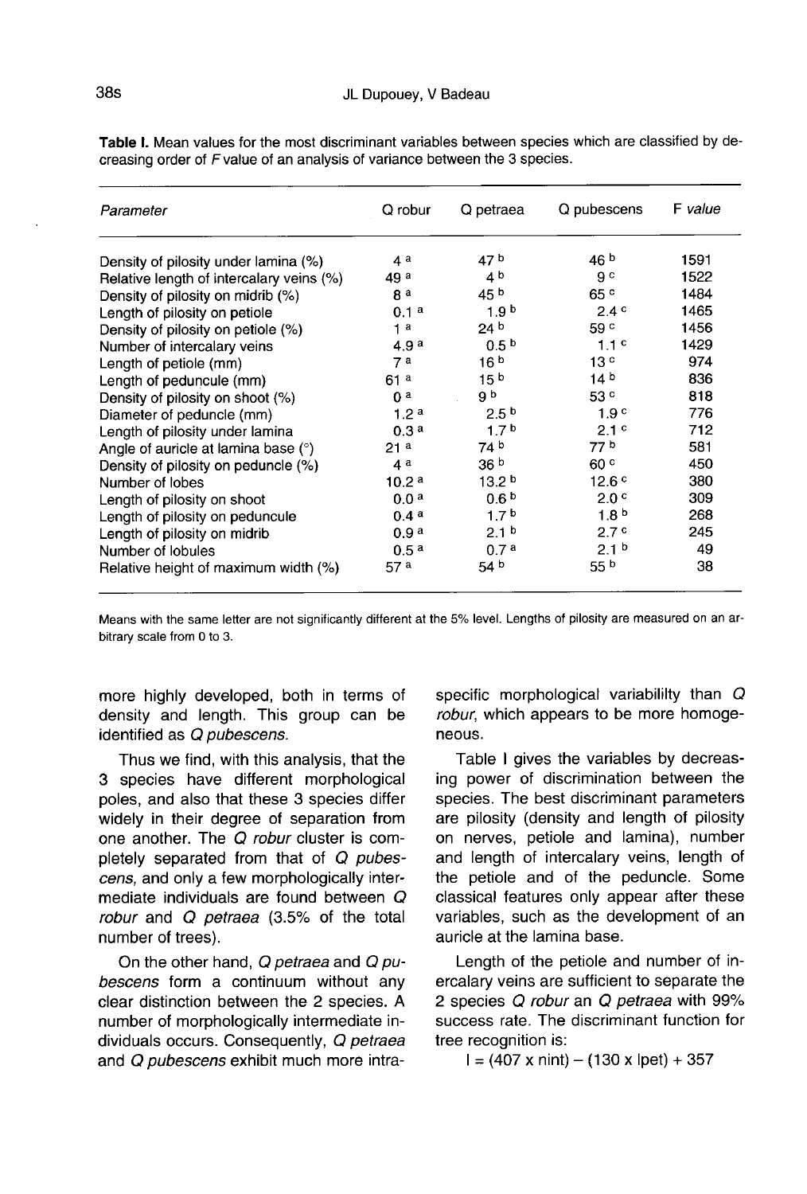**Table I.** Mean values for the most discriminant variables between species which are classified by decreasing order of *F* value of an analysis of variance between the 3 species.

| Parameter | Q robur | Q petraea | Q pubescens | F value |
|---|---|---|---|---|
| Density of pilosity under lamina (%) | 4 [a] | 47 [b] | 46 [b] | 1591 |
| Relative length of intercalary veins (%) | 49 [a] | 4 [b] | 9 [c] | 1522 |
| Density of pilosity on midrib (%) | 8 [a] | 45 [b] | 65 [c] | 1484 |
| Length of pilosity on petiole | 0.1 [a] | 1.9 [b] | 2.4 [c] | 1465 |
| Density of pilosity on petiole (%) | 1 [a] | 24 [b] | 59 [c] | 1456 |
| Number of intercalary veins | 4.9 [a] | 0.5 [b] | 1.1 [c] | 1429 |
| Length of petiole (mm) | 7 [a] | 16 [b] | 13 [c] | 974 |
| Length of peduncule (mm) | 61 [a] | 15 [b] | 14 [b] | 836 |
| Density of pilosity on shoot (%) | 0 [a] | 9 [b] | 53 [c] | 818 |
| Diameter of peduncle (mm) | 1.2 [a] | 2.5 [b] | 1.9 [c] | 776 |
| Length of pilosity under lamina | 0.3 [a] | 1.7 [b] | 2.1 [c] | 712 |
| Angle of auricle at lamina base (°) | 21 [a] | 74 [b] | 77 [b] | 581 |
| Density of pilosity on peduncle (%) | 4 [a] | 36 [b] | 60 [c] | 450 |
| Number of lobes | 10.2 [a] | 13.2 [b] | 12.6 [c] | 380 |
| Length of pilosity on shoot | 0.0 [a] | 0.6 [b] | 2.0 [c] | 309 |
| Length of pilosity on peduncule | 0.4 [a] | 1.7 [b] | 1.8 [b] | 268 |
| Length of pilosity on midrib | 0.9 [a] | 2.1 [b] | 2.7 [c] | 245 |
| Number of lobules | 0.5 [a] | 0.7 [a] | 2.1 [b] | 49 |
| Relative height of maximum width (%) | 57 [a] | 54 [b] | 55 [b] | 38 |

Means with the same letter are not significantly different at the 5% level. Lengths of pilosity are measured on an arbitrary scale from 0 to 3.

more highly developed, both in terms of density and length. This group can be identified as *Q pubescens.*

Thus we find, with this analysis, that the 3 species have different morphological poles, and also that these 3 species differ widely in their degree of separation from one another. The *Q robur* cluster is completely separated from that of *Q pubescens,* and only a few morphologically intermediate individuals are found between *Q robur* and *Q petraea* (3.5% of the total number of trees).

On the other hand, *Q petraea* and *Q pubescens* form a continuum without any clear distinction between the 2 species. A number of morphologically intermediate individuals occurs. Consequently, *Q petraea* and *Q pubescens* exhibit much more intraspecific morphological variabililty than *Q robur,* which appears to be more homogeneous.

Table I gives the variables by decreasing power of discrimination between the species. The best discriminant parameters are pilosity (density and length of pilosity on nerves, petiole and lamina), number and length of intercalary veins, length of the petiole and of the peduncle. Some classical features only appear after these variables, such as the development of an auricle at the lamina base.

Length of the petiole and number of intercalary veins are sufficient to separate the 2 species *Q robur* an *Q petraea* with 99% success rate. The discriminant function for tree recognition is:

$$I = (407 \times nint) - (130 \times lpet) + 357$$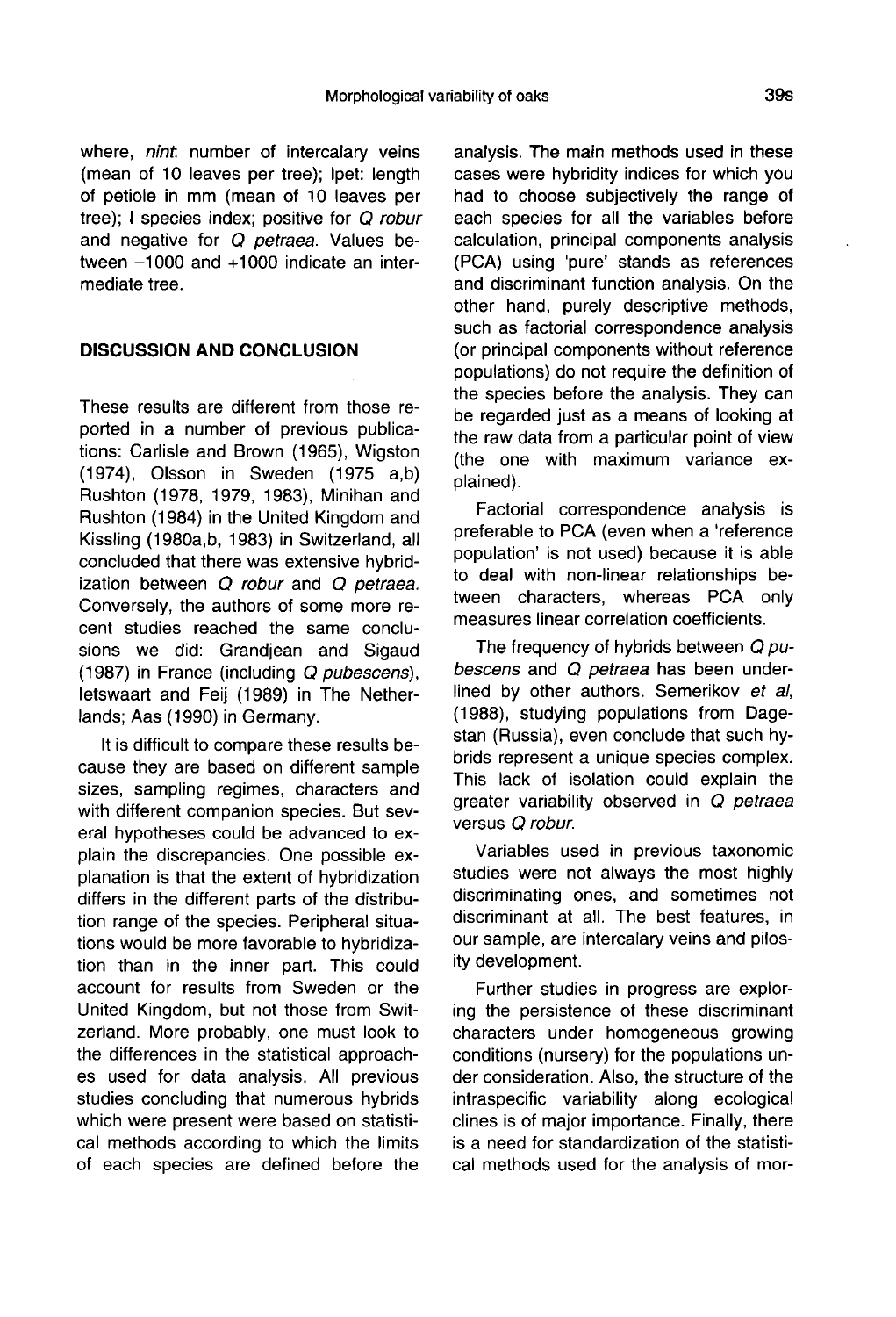where, *nint*: number of intercalary veins (mean of 10 leaves per tree); lpet: length of petiole in mm (mean of 10 leaves per tree); I species index; positive for *Q robur* and negative for *Q petraea*. Values between −1000 and +1000 indicate an intermediate tree.

## DISCUSSION AND CONCLUSION

These results are different from those reported in a number of previous publications: Carlisle and Brown (1965), Wigston (1974), Olsson in Sweden (1975 a,b) Rushton (1978, 1979, 1983), Minihan and Rushton (1984) in the United Kingdom and Kissling (1980a,b, 1983) in Switzerland, all concluded that there was extensive hybridization between *Q robur* and *Q petraea*. Conversely, the authors of some more recent studies reached the same conclusions we did: Grandjean and Sigaud (1987) in France (including *Q pubescens*), letswaart and Feij (1989) in The Netherlands; Aas (1990) in Germany.

It is difficult to compare these results because they are based on different sample sizes, sampling regimes, characters and with different companion species. But several hypotheses could be advanced to explain the discrepancies. One possible explanation is that the extent of hybridization differs in the different parts of the distribution range of the species. Peripheral situations would be more favorable to hybridization than in the inner part. This could account for results from Sweden or the United Kingdom, but not those from Switzerland. More probably, one must look to the differences in the statistical approaches used for data analysis. All previous studies concluding that numerous hybrids which were present were based on statistical methods according to which the limits of each species are defined before the analysis. The main methods used in these cases were hybridity indices for which you had to choose subjectively the range of each species for all the variables before calculation, principal components analysis (PCA) using 'pure' stands as references and discriminant function analysis. On the other hand, purely descriptive methods, such as factorial correspondence analysis (or principal components without reference populations) do not require the definition of the species before the analysis. They can be regarded just as a means of looking at the raw data from a particular point of view (the one with maximum variance explained).

Factorial correspondence analysis is preferable to PCA (even when a 'reference population' is not used) because it is able to deal with non-linear relationships between characters, whereas PCA only measures linear correlation coefficients.

The frequency of hybrids between *Q pubescens* and *Q petraea* has been underlined by other authors. Semerikov *et al*, (1988), studying populations from Dagestan (Russia), even conclude that such hybrids represent a unique species complex. This lack of isolation could explain the greater variability observed in *Q petraea* versus *Q robur*.

Variables used in previous taxonomic studies were not always the most highly discriminating ones, and sometimes not discriminant at all. The best features, in our sample, are intercalary veins and pilosity development.

Further studies in progress are exploring the persistence of these discriminant characters under homogeneous growing conditions (nursery) for the populations under consideration. Also, the structure of the intraspecific variability along ecological clines is of major importance. Finally, there is a need for standardization of the statistical methods used for the analysis of mor-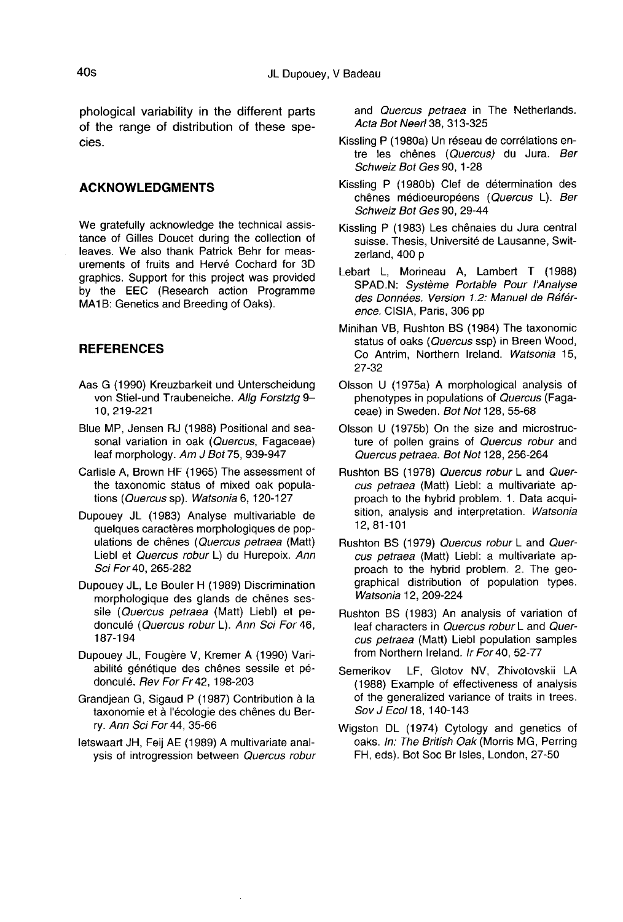phological variability in the different parts of the range of distribution of these species.

## ACKNOWLEDGMENTS

We gratefully acknowledge the technical assistance of Gilles Doucet during the collection of leaves. We also thank Patrick Behr for measurements of fruits and Hervé Cochard for 3D graphics. Support for this project was provided by the EEC (Research action Programme MA1B: Genetics and Breeding of Oaks).

## REFERENCES

Aas G (1990) Kreuzbarkeit und Unterscheidung von Stiel-und Traubeneiche. *Allg Forstztg* 9–10, 219-221

Blue MP, Jensen RJ (1988) Positional and seasonal variation in oak (*Quercus*, Fagaceae) leaf morphology. *Am J Bot* 75, 939-947

Carlisle A, Brown HF (1965) The assessment of the taxonomic status of mixed oak populations (*Quercus* sp). *Watsonia* 6, 120-127

Dupouey JL (1983) Analyse multivariable de quelques caractères morphologiques de populations de chênes (*Quercus petraea* (Matt) Liebl et *Quercus robur* L) du Hurepoix. *Ann Sci For* 40, 265-282

Dupouey JL, Le Bouler H (1989) Discrimination morphologique des glands de chênes sessile (*Quercus petraea* (Matt) Liebl) et pedonculé (*Quercus robur* L). *Ann Sci For* 46, 187-194

Dupouey JL, Fougère V, Kremer A (1990) Variabilité génétique des chênes sessile et pédonculé. *Rev For Fr* 42, 198-203

Grandjean G, Sigaud P (1987) Contribution à la taxonomie et à l'écologie des chênes du Berry. *Ann Sci For* 44, 35-66

Ietswaart JH, Feij AE (1989) A multivariate analysis of introgression between *Quercus robur* and *Quercus petraea* in The Netherlands. *Acta Bot Neerl* 38, 313-325

Kissling P (1980a) Un réseau de corrélations entre les chênes (*Quercus*) du Jura. *Ber Schweiz Bot Ges* 90, 1-28

Kissling P (1980b) Clef de détermination des chênes médioeuropéens (*Quercus* L). *Ber Schweiz Bot Ges* 90, 29-44

Kissling P (1983) Les chênaies du Jura central suisse. Thesis, Université de Lausanne, Switzerland, 400 p

Lebart L, Morineau A, Lambert T (1988) SPAD.N: *Système Portable Pour l'Analyse des Données. Version 1.2: Manuel de Référence.* CISIA, Paris, 306 pp

Minihan VB, Rushton BS (1984) The taxonomic status of oaks (*Quercus* ssp) in Breen Wood, Co Antrim, Northern Ireland. *Watsonia* 15, 27-32

Olsson U (1975a) A morphological analysis of phenotypes in populations of *Quercus* (Fagaceae) in Sweden. *Bot Not* 128, 55-68

Olsson U (1975b) On the size and microstructure of pollen grains of *Quercus robur* and *Quercus petraea*. *Bot Not* 128, 256-264

Rushton BS (1978) *Quercus robur* L and *Quercus petraea* (Matt) Liebl: a multivariate approach to the hybrid problem. 1. Data acquisition, analysis and interpretation. *Watsonia* 12, 81-101

Rushton BS (1979) *Quercus robur* L and *Quercus petraea* (Matt) Liebl: a multivariate approach to the hybrid problem. 2. The geographical distribution of population types. *Watsonia* 12, 209-224

Rushton BS (1983) An analysis of variation of leaf characters in *Quercus robur* L and *Quercus petraea* (Matt) Liebl population samples from Northern Ireland. *Ir For* 40, 52-77

Semerikov LF, Glotov NV, Zhivotovskii LA (1988) Example of effectiveness of analysis of the generalized variance of traits in trees. *Sov J Ecol* 18, 140-143

Wigston DL (1974) Cytology and genetics of oaks. *In: The British Oak* (Morris MG, Perring FH, eds). Bot Soc Br Isles, London, 27-50